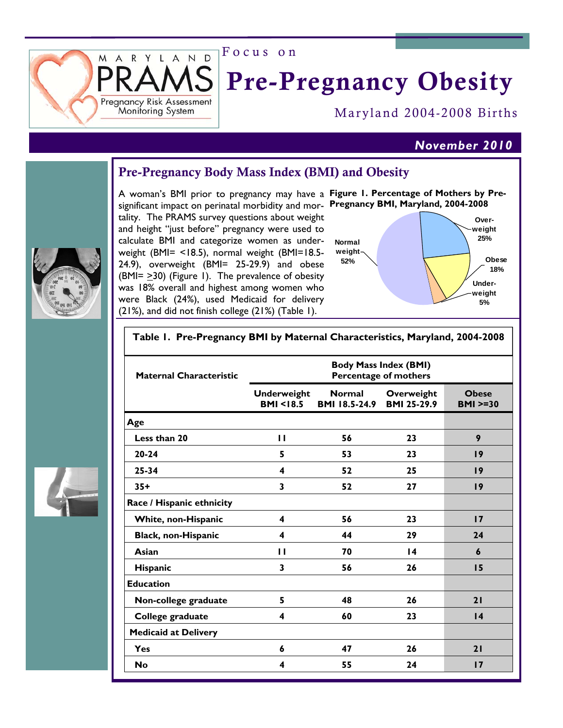MARYLAND PRAMS
Pregnancy Risk Assessment Monitoring System

Focus on

# Pre-Pregnancy Obesity

Maryland 2004-2008 Births

***November 2010***

## Pre-Pregnancy Body Mass Index (BMI) and Obesity

A woman's BMI prior to pregnancy may have a significant impact on perinatal morbidity and mortality. The PRAMS survey questions about weight and height "just before" pregnancy were used to calculate BMI and categorize women as underweight (BMI= <18.5), normal weight (BMI=18.5-24.9), overweight (BMI= 25-29.9) and obese (BMI= ≥30) (Figure 1). The prevalence of obesity was 18% overall and highest among women who were Black (24%), used Medicaid for delivery (21%), and did not finish college (21%) (Table 1).

**Figure 1. Percentage of Mothers by Pre-Pregnancy BMI, Maryland, 2004-2008**

| Category | Percentage |
|---|---|
| Normal weight | 52% |
| Overweight | 25% |
| Obese | 18% |
| Underweight | 5% |

**Table 1. Pre-Pregnancy BMI by Maternal Characteristics, Maryland, 2004-2008**

| Maternal Characteristic | Body Mass Index (BMI) Percentage of mothers | | | |
|---|---|---|---|---|
| | Underweight BMI <18.5 | Normal BMI 18.5-24.9 | Overweight BMI 25-29.9 | Obese BMI >=30 |
| **Age** | | | | |
| Less than 20 | 11 | 56 | 23 | 9 |
| 20-24 | 5 | 53 | 23 | 19 |
| 25-34 | 4 | 52 | 25 | 19 |
| 35+ | 3 | 52 | 27 | 19 |
| **Race / Hispanic ethnicity** | | | | |
| White, non-Hispanic | 4 | 56 | 23 | 17 |
| Black, non-Hispanic | 4 | 44 | 29 | 24 |
| Asian | 11 | 70 | 14 | 6 |
| Hispanic | 3 | 56 | 26 | 15 |
| **Education** | | | | |
| Non-college graduate | 5 | 48 | 26 | 21 |
| College graduate | 4 | 60 | 23 | 14 |
| **Medicaid at Delivery** | | | | |
| Yes | 6 | 47 | 26 | 21 |
| No | 4 | 55 | 24 | 17 |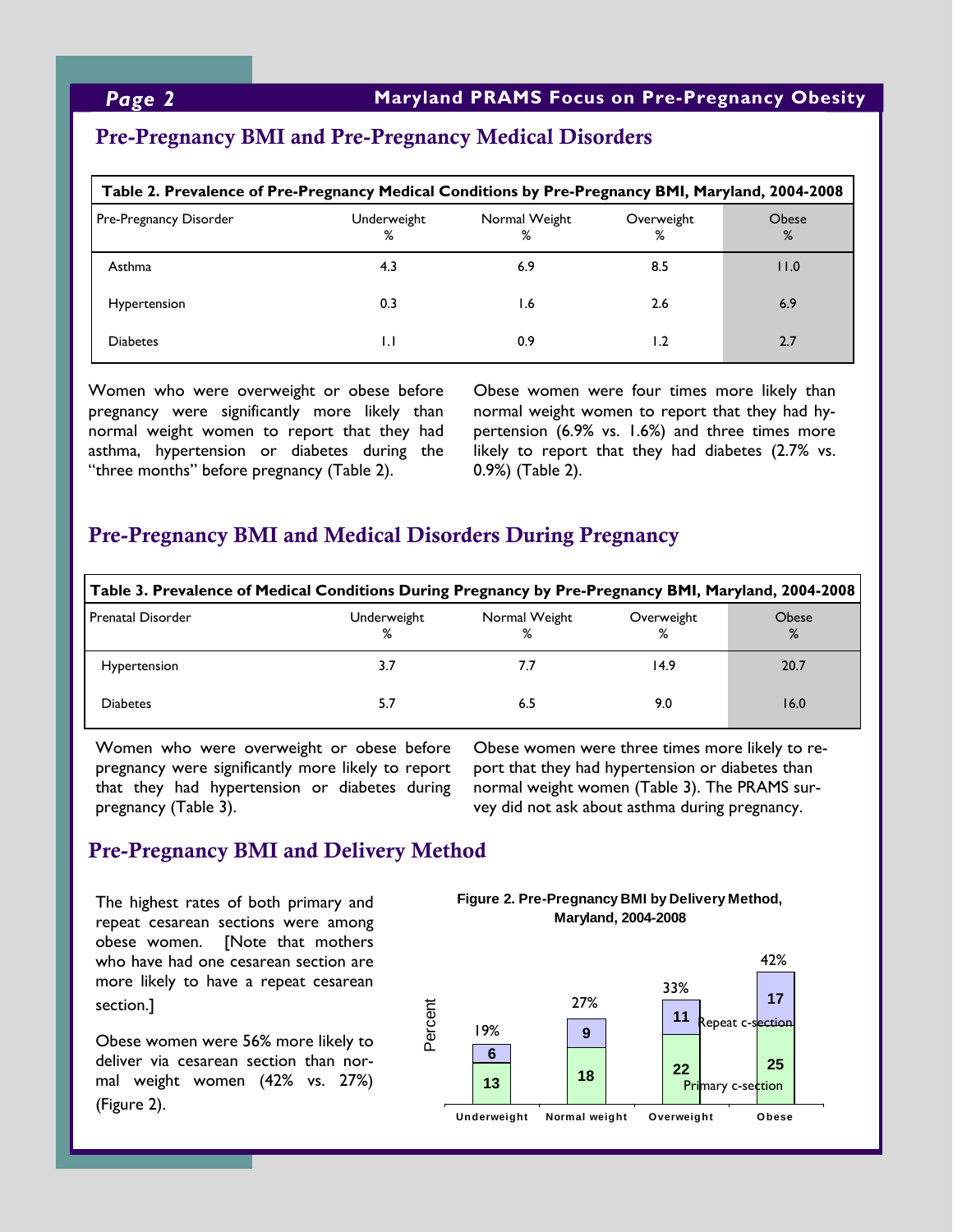## Pre-Pregnancy BMI and Pre-Pregnancy Medical Disorders

**Table 2. Prevalence of Pre-Pregnancy Medical Conditions by Pre-Pregnancy BMI, Maryland, 2004-2008**

| Pre-Pregnancy Disorder | Underweight % | Normal Weight % | Overweight % | Obese % |
|---|---|---|---|---|
| Asthma | 4.3 | 6.9 | 8.5 | 11.0 |
| Hypertension | 0.3 | 1.6 | 2.6 | 6.9 |
| Diabetes | 1.1 | 0.9 | 1.2 | 2.7 |

Women who were overweight or obese before pregnancy were significantly more likely than normal weight women to report that they had asthma, hypertension or diabetes during the "three months" before pregnancy (Table 2).

Obese women were four times more likely than normal weight women to report that they had hypertension (6.9% vs. 1.6%) and three times more likely to report that they had diabetes (2.7% vs. 0.9%) (Table 2).

## Pre-Pregnancy BMI and Medical Disorders During Pregnancy

**Table 3. Prevalence of Medical Conditions During Pregnancy by Pre-Pregnancy BMI, Maryland, 2004-2008**

| Prenatal Disorder | Underweight % | Normal Weight % | Overweight % | Obese % |
|---|---|---|---|---|
| Hypertension | 3.7 | 7.7 | 14.9 | 20.7 |
| Diabetes | 5.7 | 6.5 | 9.0 | 16.0 |

Women who were overweight or obese before pregnancy were significantly more likely to report that they had hypertension or diabetes during pregnancy (Table 3).

Obese women were three times more likely to report that they had hypertension or diabetes than normal weight women (Table 3). The PRAMS survey did not ask about asthma during pregnancy.

## Pre-Pregnancy BMI and Delivery Method

The highest rates of both primary and repeat cesarean sections were among obese women. [Note that mothers who have had one cesarean section are more likely to have a repeat cesarean section.]

Obese women were 56% more likely to deliver via cesarean section than normal weight women (42% vs. 27%) (Figure 2).

**Figure 2. Pre-Pregnancy BMI by Delivery Method, Maryland, 2004-2008**

| | Underweight | Normal weight | Overweight | Obese |
|---|---|---|---|---|
| Primary c-section (%) | 13 | 18 | 22 | 25 |
| Repeat c-section (%) | 6 | 9 | 11 | 17 |
| Total (%) | 19% | 27% | 33% | 42% |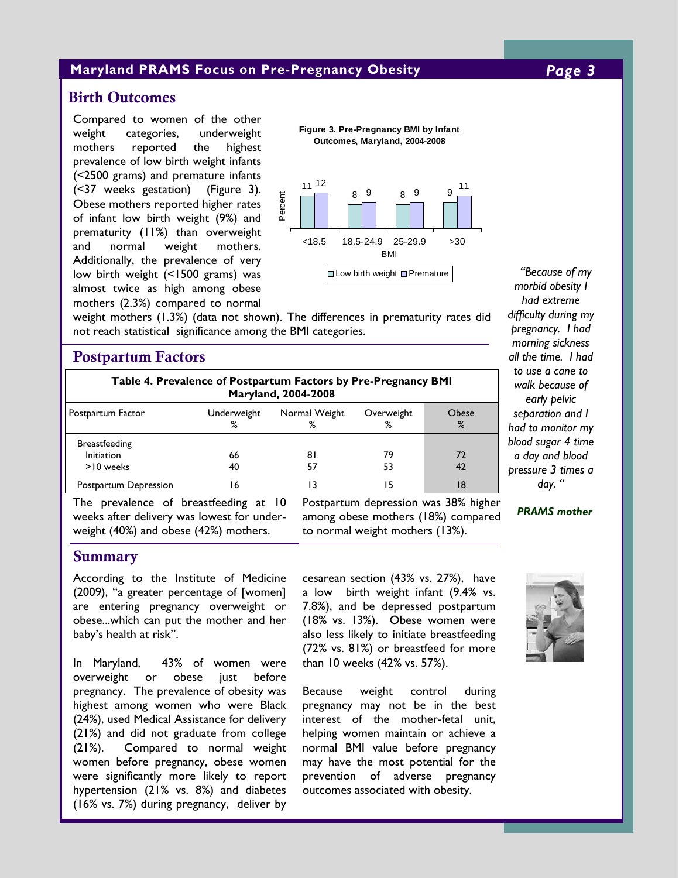## Birth Outcomes

Compared to women of the other weight categories, underweight mothers reported the highest prevalence of low birth weight infants (<2500 grams) and premature infants (<37 weeks gestation) (Figure 3). Obese mothers reported higher rates of infant low birth weight (9%) and prematurity (11%) than overweight and normal weight mothers. Additionally, the prevalence of very low birth weight (<1500 grams) was almost twice as high among obese mothers (2.3%) compared to normal weight mothers (1.3%) (data not shown). The differences in prematurity rates did not reach statistical significance among the BMI categories.

**Figure 3. Pre-Pregnancy BMI by Infant Outcomes, Maryland, 2004-2008**

| BMI | Low birth weight (%) | Premature (%) |
|---|---|---|
| <18.5 | 11 | 12 |
| 18.5-24.9 | 8 | 9 |
| 25-29.9 | 8 | 9 |
| >30 | 9 | 11 |

*"Because of my morbid obesity I had extreme difficulty during my pregnancy. I had morning sickness all the time. I had to use a cane to walk because of early pelvic separation and I had to monitor my blood sugar 4 time a day and blood pressure 3 times a day. "*

***PRAMS mother***

## Postpartum Factors

**Table 4. Prevalence of Postpartum Factors by Pre-Pregnancy BMI Maryland, 2004-2008**

| Postpartum Factor | Underweight % | Normal Weight % | Overweight % | Obese % |
|---|---|---|---|---|
| Breastfeeding | | | | |
| Initiation | 66 | 81 | 79 | 72 |
| >10 weeks | 40 | 57 | 53 | 42 |
| Postpartum Depression | 16 | 13 | 15 | 18 |

The prevalence of breastfeeding at 10 weeks after delivery was lowest for underweight (40%) and obese (42%) mothers.

Postpartum depression was 38% higher among obese mothers (18%) compared to normal weight mothers (13%).

## Summary

According to the Institute of Medicine (2009), "a greater percentage of [women] are entering pregnancy overweight or obese...which can put the mother and her baby's health at risk".

In Maryland, 43% of women were overweight or obese just before pregnancy. The prevalence of obesity was highest among women who were Black (24%), used Medical Assistance for delivery (21%) and did not graduate from college (21%). Compared to normal weight women before pregnancy, obese women were significantly more likely to report hypertension (21% vs. 8%) and diabetes (16% vs. 7%) during pregnancy, deliver by cesarean section (43% vs. 27%), have a low birth weight infant (9.4% vs. 7.8%), and be depressed postpartum (18% vs. 13%). Obese women were also less likely to initiate breastfeeding (72% vs. 81%) or breastfeed for more than 10 weeks (42% vs. 57%).

Because weight control during pregnancy may not be in the best interest of the mother-fetal unit, helping women maintain or achieve a normal BMI value before pregnancy may have the most potential for the prevention of adverse pregnancy outcomes associated with obesity.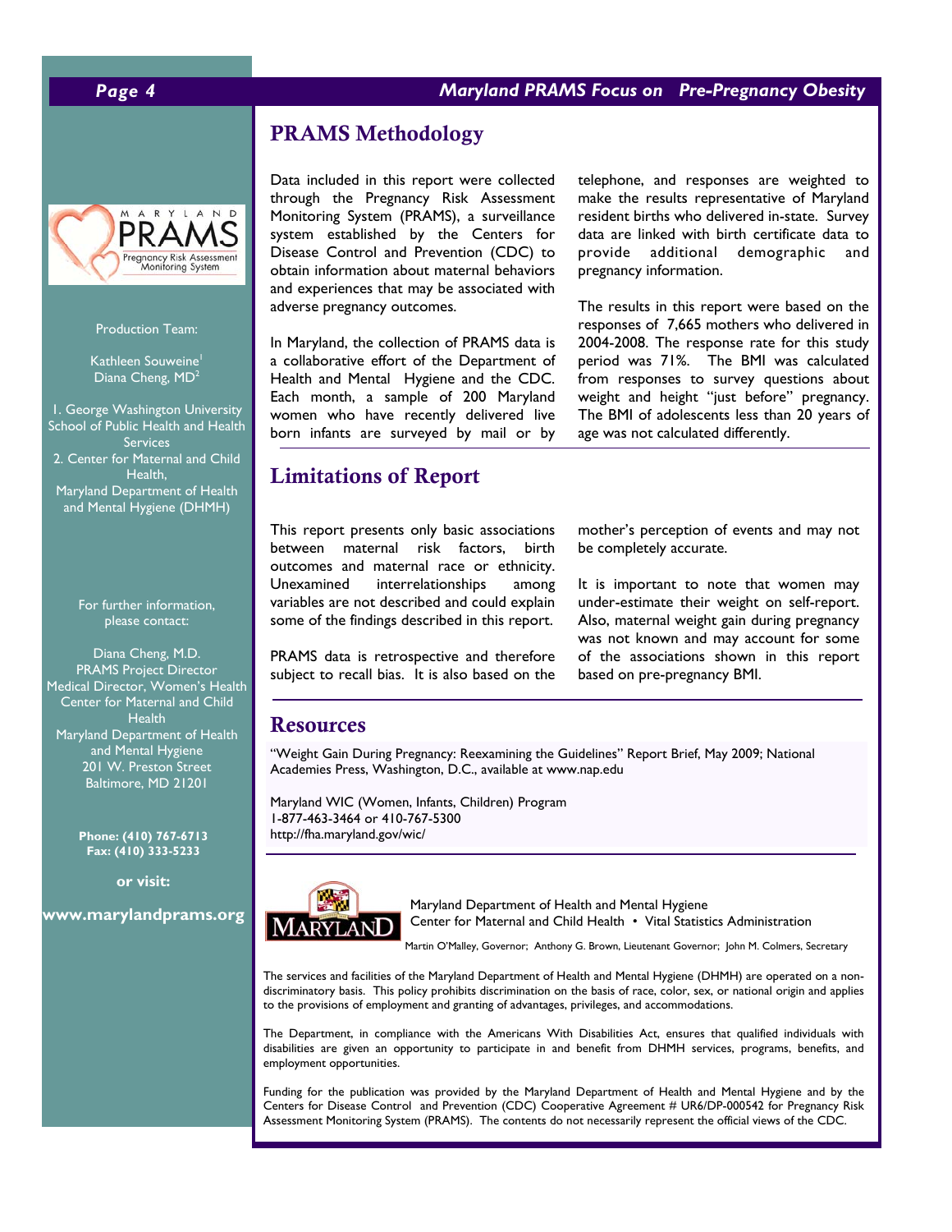## PRAMS Methodology

Data included in this report were collected through the Pregnancy Risk Assessment Monitoring System (PRAMS), a surveillance system established by the Centers for Disease Control and Prevention (CDC) to obtain information about maternal behaviors and experiences that may be associated with adverse pregnancy outcomes.

In Maryland, the collection of PRAMS data is a collaborative effort of the Department of Health and Mental Hygiene and the CDC. Each month, a sample of 200 Maryland women who have recently delivered live born infants are surveyed by mail or by telephone, and responses are weighted to make the results representative of Maryland resident births who delivered in-state. Survey data are linked with birth certificate data to provide additional demographic and pregnancy information.

The results in this report were based on the responses of 7,665 mothers who delivered in 2004-2008. The response rate for this study period was 71%. The BMI was calculated from responses to survey questions about weight and height "just before" pregnancy. The BMI of adolescents less than 20 years of age was not calculated differently.

## Limitations of Report

This report presents only basic associations between maternal risk factors, birth outcomes and maternal race or ethnicity. Unexamined interrelationships among variables are not described and could explain some of the findings described in this report.

PRAMS data is retrospective and therefore subject to recall bias. It is also based on the mother's perception of events and may not be completely accurate.

It is important to note that women may under-estimate their weight on self-report. Also, maternal weight gain during pregnancy was not known and may account for some of the associations shown in this report based on pre-pregnancy BMI.

## Resources

"Weight Gain During Pregnancy: Reexamining the Guidelines" Report Brief, May 2009; National Academies Press, Washington, D.C., available at www.nap.edu

Maryland WIC (Women, Infants, Children) Program
1-877-463-3464 or 410-767-5300
http://fha.maryland.gov/wic/

Maryland Department of Health and Mental Hygiene
Center for Maternal and Child Health • Vital Statistics Administration

Martin O'Malley, Governor; Anthony G. Brown, Lieutenant Governor; John M. Colmers, Secretary

The services and facilities of the Maryland Department of Health and Mental Hygiene (DHMH) are operated on a non-discriminatory basis. This policy prohibits discrimination on the basis of race, color, sex, or national origin and applies to the provisions of employment and granting of advantages, privileges, and accommodations.

The Department, in compliance with the Americans With Disabilities Act, ensures that qualified individuals with disabilities are given an opportunity to participate in and benefit from DHMH services, programs, benefits, and employment opportunities.

Funding for the publication was provided by the Maryland Department of Health and Mental Hygiene and by the Centers for Disease Control and Prevention (CDC) Cooperative Agreement # UR6/DP-000542 for Pregnancy Risk Assessment Monitoring System (PRAMS). The contents do not necessarily represent the official views of the CDC.

---

Production Team:

Kathleen Souweine[1]
Diana Cheng, MD[2]

1. George Washington University School of Public Health and Health Services
2. Center for Maternal and Child Health, Maryland Department of Health and Mental Hygiene (DHMH)

For further information, please contact:

Diana Cheng, M.D.
PRAMS Project Director
Medical Director, Women's Health
Center for Maternal and Child Health
Maryland Department of Health and Mental Hygiene
201 W. Preston Street
Baltimore, MD 21201

**Phone: (410) 767-6713**
**Fax: (410) 333-5233**

**or visit:**

**www.marylandprams.org**